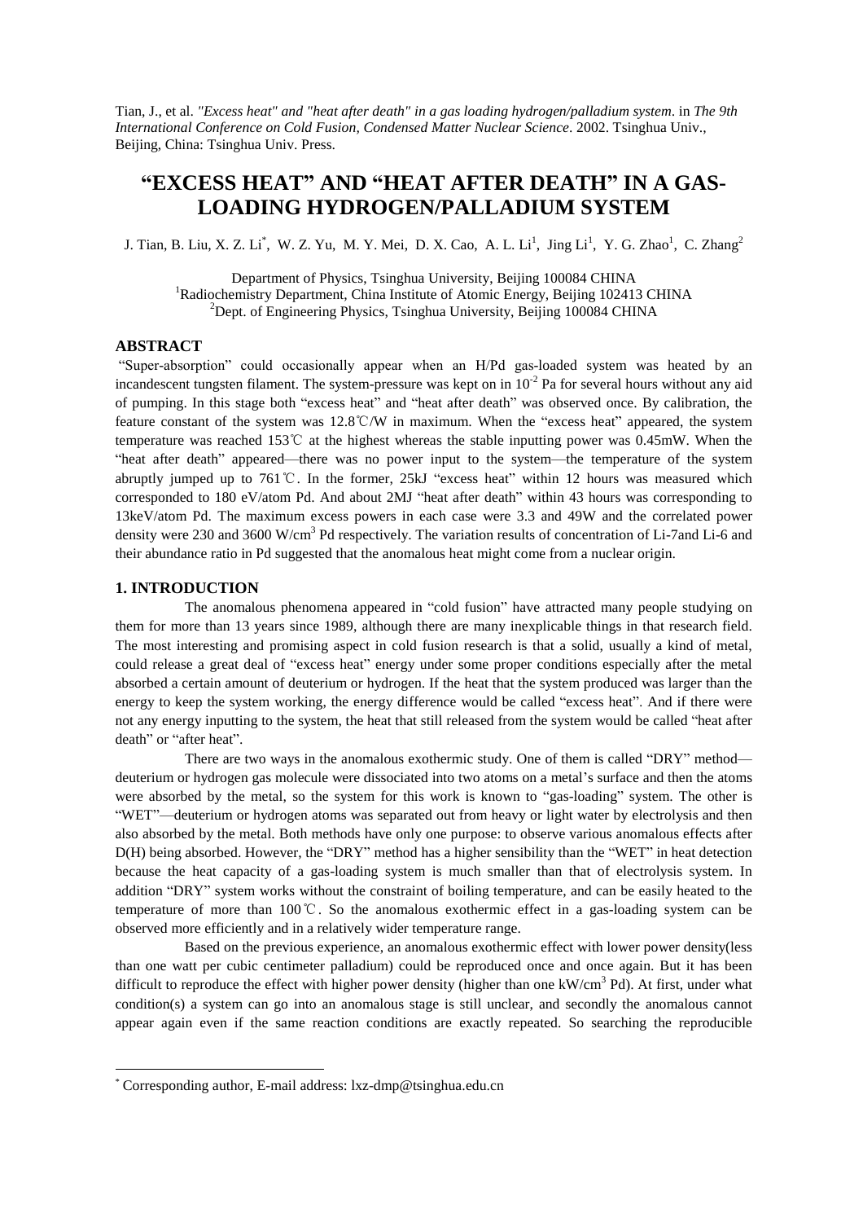Tian, J., et al. *"Excess heat" and "heat after death" in a gas loading hydrogen/palladium system*. in *The 9th International Conference on Cold Fusion, Condensed Matter Nuclear Science*. 2002. Tsinghua Univ., Beijing, China: Tsinghua Univ. Press.

# "EXCESS HEAT" AND "HEAT AFTER DEATH" IN A GAS-LOADING HYDROGEN/PALLADIUM SYSTEM

J. Tian, B. Liu, X. Z. Li*, W. Z. Yu, M. Y. Mei, D. X. Cao, A. L. Li[1], Jing Li[1], Y. G. Zhao[1], C. Zhang[2]

Department of Physics, Tsinghua University, Beijing 100084 CHINA
[1]Radiochemistry Department, China Institute of Atomic Energy, Beijing 102413 CHINA
[2]Dept. of Engineering Physics, Tsinghua University, Beijing 100084 CHINA

## ABSTRACT

"Super-absorption" could occasionally appear when an H/Pd gas-loaded system was heated by an incandescent tungsten filament. The system-pressure was kept on in $10^{-2}$ Pa for several hours without any aid of pumping. In this stage both "excess heat" and "heat after death" was observed once. By calibration, the feature constant of the system was 12.8℃/W in maximum. When the "excess heat" appeared, the system temperature was reached 153℃ at the highest whereas the stable inputting power was 0.45mW. When the "heat after death" appeared—there was no power input to the system—the temperature of the system abruptly jumped up to 761℃. In the former, 25kJ "excess heat" within 12 hours was measured which corresponded to 180 eV/atom Pd. And about 2MJ "heat after death" within 43 hours was corresponding to 13keV/atom Pd. The maximum excess powers in each case were 3.3 and 49W and the correlated power density were 230 and 3600 W/cm$^3$ Pd respectively. The variation results of concentration of Li-7and Li-6 and their abundance ratio in Pd suggested that the anomalous heat might come from a nuclear origin.

## 1. INTRODUCTION

The anomalous phenomena appeared in "cold fusion" have attracted many people studying on them for more than 13 years since 1989, although there are many inexplicable things in that research field. The most interesting and promising aspect in cold fusion research is that a solid, usually a kind of metal, could release a great deal of "excess heat" energy under some proper conditions especially after the metal absorbed a certain amount of deuterium or hydrogen. If the heat that the system produced was larger than the energy to keep the system working, the energy difference would be called "excess heat". And if there were not any energy inputting to the system, the heat that still released from the system would be called "heat after death" or "after heat".

There are two ways in the anomalous exothermic study. One of them is called "DRY" method—deuterium or hydrogen gas molecule were dissociated into two atoms on a metal's surface and then the atoms were absorbed by the metal, so the system for this work is known to "gas-loading" system. The other is "WET"—deuterium or hydrogen atoms was separated out from heavy or light water by electrolysis and then also absorbed by the metal. Both methods have only one purpose: to observe various anomalous effects after D(H) being absorbed. However, the "DRY" method has a higher sensibility than the "WET" in heat detection because the heat capacity of a gas-loading system is much smaller than that of electrolysis system. In addition "DRY" system works without the constraint of boiling temperature, and can be easily heated to the temperature of more than 100℃. So the anomalous exothermic effect in a gas-loading system can be observed more efficiently and in a relatively wider temperature range.

Based on the previous experience, an anomalous exothermic effect with lower power density(less than one watt per cubic centimeter palladium) could be reproduced once and once again. But it has been difficult to reproduce the effect with higher power density (higher than one kW/cm$^3$ Pd). At first, under what condition(s) a system can go into an anomalous stage is still unclear, and secondly the anomalous cannot appear again even if the same reaction conditions are exactly repeated. So searching the reproducible

* Corresponding author, E-mail address: lxz-dmp@tsinghua.edu.cn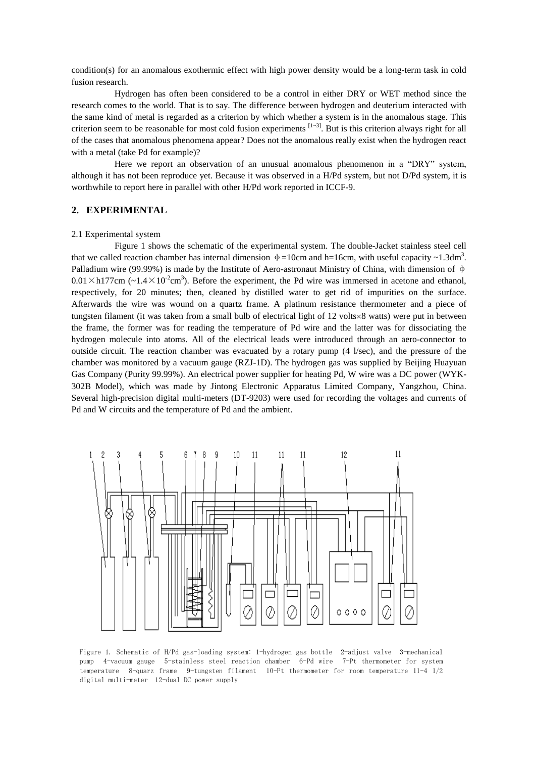condition(s) for an anomalous exothermic effect with high power density would be a long-term task in cold fusion research.

Hydrogen has often been considered to be a control in either DRY or WET method since the research comes to the world. That is to say. The difference between hydrogen and deuterium interacted with the same kind of metal is regarded as a criterion by which whether a system is in the anomalous stage. This criterion seem to be reasonable for most cold fusion experiments [1~3]. But is this criterion always right for all of the cases that anomalous phenomena appear? Does not the anomalous really exist when the hydrogen react with a metal (take Pd for example)?

Here we report an observation of an unusual anomalous phenomenon in a "DRY" system, although it has not been reproduce yet. Because it was observed in a H/Pd system, but not D/Pd system, it is worthwhile to report here in parallel with other H/Pd work reported in ICCF-9.

## 2. EXPERIMENTAL

2.1 Experimental system

Figure 1 shows the schematic of the experimental system. The double-Jacket stainless steel cell that we called reaction chamber has internal dimension $\phi$=10cm and h=16cm, with useful capacity ~1.3dm$^3$. Palladium wire (99.99%) is made by the Institute of Aero-astronaut Ministry of China, with dimension of $\phi$ 0.01$\times$h177cm (~1.4$\times$10$^{-2}$cm$^3$). Before the experiment, the Pd wire was immersed in acetone and ethanol, respectively, for 20 minutes; then, cleaned by distilled water to get rid of impurities on the surface. Afterwards the wire was wound on a quartz frame. A platinum resistance thermometer and a piece of tungsten filament (it was taken from a small bulb of electrical light of 12 volts$\times$8 watts) were put in between the frame, the former was for reading the temperature of Pd wire and the latter was for dissociating the hydrogen molecule into atoms. All of the electrical leads were introduced through an aero-connector to outside circuit. The reaction chamber was evacuated by a rotary pump (4 l/sec), and the pressure of the chamber was monitored by a vacuum gauge (RZJ-1D). The hydrogen gas was supplied by Beijing Huayuan Gas Company (Purity 99.99%). An electrical power supplier for heating Pd, W wire was a DC power (WYK-302B Model), which was made by Jintong Electronic Apparatus Limited Company, Yangzhou, China. Several high-precision digital multi-meters (DT-9203) were used for recording the voltages and currents of Pd and W circuits and the temperature of Pd and the ambient.

Figure 1. Schematic of H/Pd gas-loading system: 1-hydrogen gas bottle 2-adjust valve 3-mechanical pump 4-vacuum gauge 5-stainless steel reaction chamber 6-Pd wire 7-Pt thermometer for system temperature 8-quarz frame 9-tungsten filament 10-Pt thermometer for room temperature 11-4 1/2 digital multi-meter 12-dual DC power supply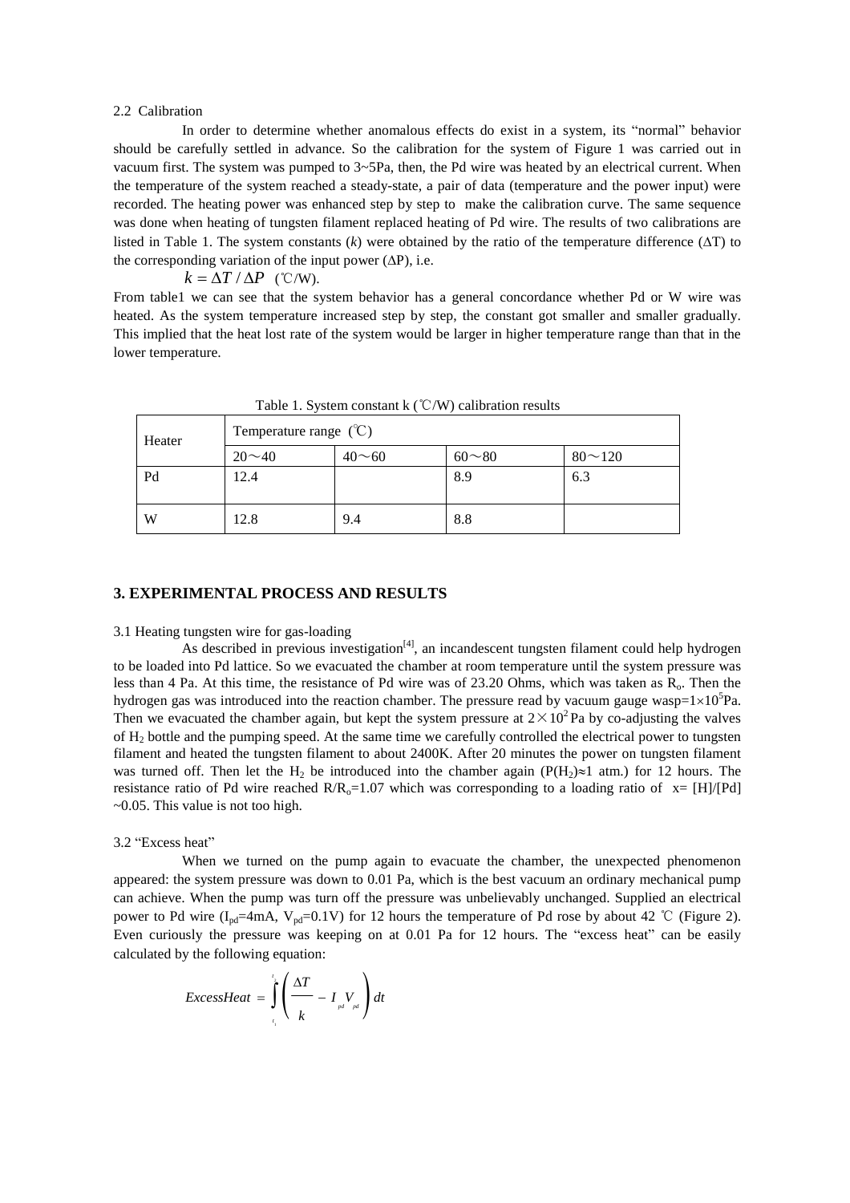2.2 Calibration

In order to determine whether anomalous effects do exist in a system, its "normal" behavior should be carefully settled in advance. So the calibration for the system of Figure 1 was carried out in vacuum first. The system was pumped to 3~5Pa, then, the Pd wire was heated by an electrical current. When the temperature of the system reached a steady-state, a pair of data (temperature and the power input) were recorded. The heating power was enhanced step by step to make the calibration curve. The same sequence was done when heating of tungsten filament replaced heating of Pd wire. The results of two calibrations are listed in Table 1. The system constants ($k$) were obtained by the ratio of the temperature difference ($\Delta T$) to the corresponding variation of the input power ($\Delta P$), i.e.

$$k = \Delta T / \Delta P \quad (℃/\text{W}).$$

From table1 we can see that the system behavior has a general concordance whether Pd or W wire was heated. As the system temperature increased step by step, the constant got smaller and smaller gradually. This implied that the heat lost rate of the system would be larger in higher temperature range than that in the lower temperature.

Table 1. System constant k (℃/W) calibration results

| Heater | Temperature range (℃) | | | |
|---|---|---|---|---|
| | 20～40 | 40～60 | 60～80 | 80～120 |
| Pd | 12.4 | | 8.9 | 6.3 |
| W | 12.8 | 9.4 | 8.8 | |

## 3. EXPERIMENTAL PROCESS AND RESULTS

3.1 Heating tungsten wire for gas-loading

As described in previous investigation[4], an incandescent tungsten filament could help hydrogen to be loaded into Pd lattice. So we evacuated the chamber at room temperature until the system pressure was less than 4 Pa. At this time, the resistance of Pd wire was of 23.20 Ohms, which was taken as $R_o$. Then the hydrogen gas was introduced into the reaction chamber. The pressure read by vacuum gauge was$p=1\times10^5$Pa. Then we evacuated the chamber again, but kept the system pressure at $2\times10^2$ Pa by co-adjusting the valves of $H_2$ bottle and the pumping speed. At the same time we carefully controlled the electrical power to tungsten filament and heated the tungsten filament to about 2400K. After 20 minutes the power on tungsten filament was turned off. Then let the $H_2$ be introduced into the chamber again ($P(H_2)\approx1$ atm.) for 12 hours. The resistance ratio of Pd wire reached $R/R_o=1.07$ which was corresponding to a loading ratio of x= [H]/[Pd] ~0.05. This value is not too high.

3.2 "Excess heat"

When we turned on the pump again to evacuate the chamber, the unexpected phenomenon appeared: the system pressure was down to 0.01 Pa, which is the best vacuum an ordinary mechanical pump can achieve. When the pump was turn off the pressure was unbelievably unchanged. Supplied an electrical power to Pd wire ($I_{pd}$=4mA, $V_{pd}$=0.1V) for 12 hours the temperature of Pd rose by about 42 ℃ (Figure 2). Even curiously the pressure was keeping on at 0.01 Pa for 12 hours. The "excess heat" can be easily calculated by the following equation:

$$ExcessHeat = \int_{t_1}^{t} \left( \frac{\Delta T}{k} - I_{pd} V_{pd} \right) dt$$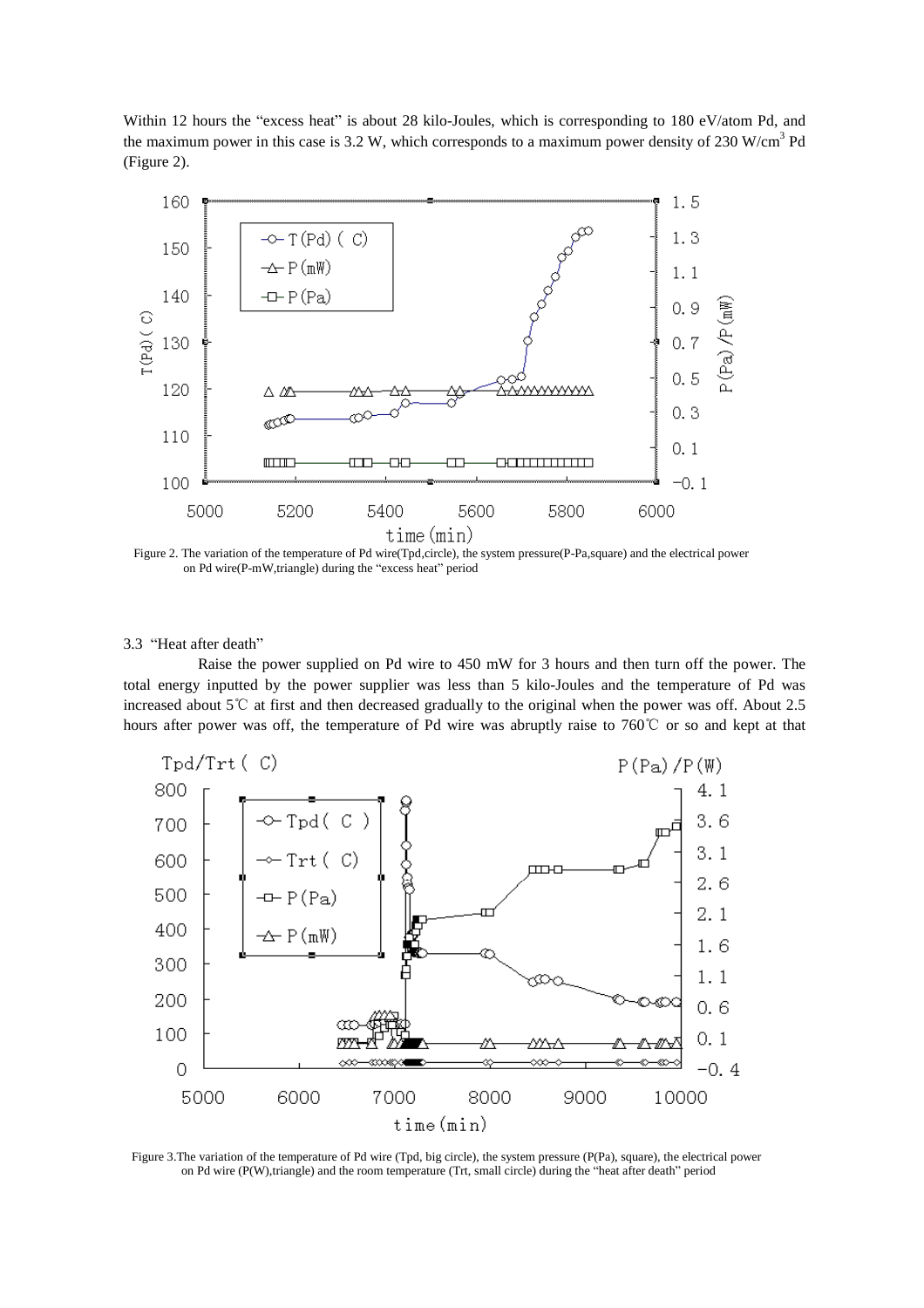Within 12 hours the "excess heat" is about 28 kilo-Joules, which is corresponding to 180 eV/atom Pd, and the maximum power in this case is 3.2 W, which corresponds to a maximum power density of 230 W/cm$^3$ Pd (Figure 2).

Figure 2. The variation of the temperature of Pd wire(Tpd,circle), the system pressure(P-Pa,square) and the electrical power on Pd wire(P-mW,triangle) during the "excess heat" period

### 3.3 "Heat after death"

Raise the power supplied on Pd wire to 450 mW for 3 hours and then turn off the power. The total energy inputted by the power supplier was less than 5 kilo-Joules and the temperature of Pd was increased about 5℃ at first and then decreased gradually to the original when the power was off. About 2.5 hours after power was off, the temperature of Pd wire was abruptly raise to 760℃ or so and kept at that

Figure 3.The variation of the temperature of Pd wire (Tpd, big circle), the system pressure (P(Pa), square), the electrical power on Pd wire (P(W),triangle) and the room temperature (Trt, small circle) during the "heat after death" period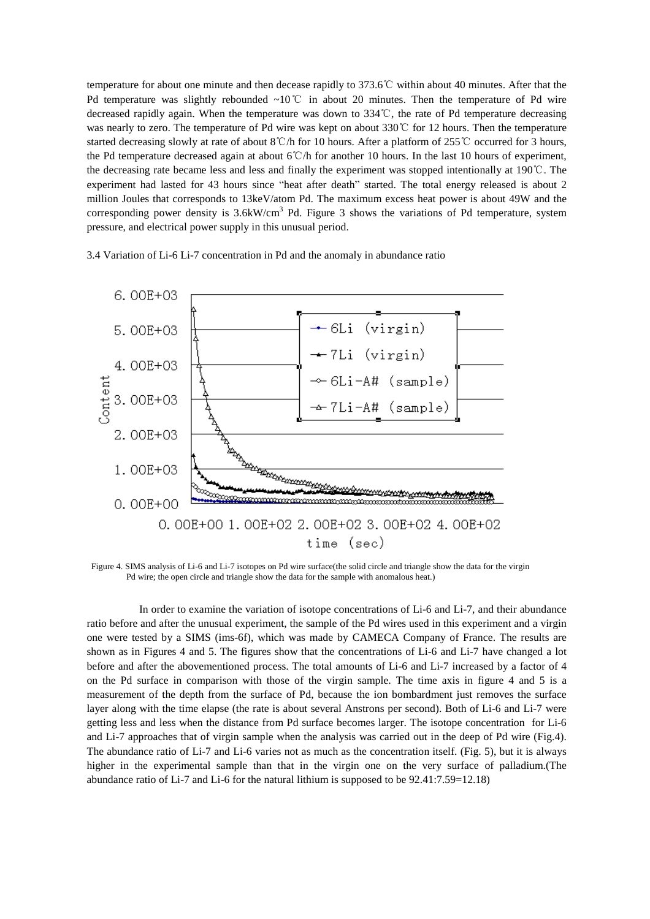temperature for about one minute and then decease rapidly to 373.6℃ within about 40 minutes. After that the Pd temperature was slightly rebounded ~10℃ in about 20 minutes. Then the temperature of Pd wire decreased rapidly again. When the temperature was down to 334℃, the rate of Pd temperature decreasing was nearly to zero. The temperature of Pd wire was kept on about 330℃ for 12 hours. Then the temperature started decreasing slowly at rate of about 8℃/h for 10 hours. After a platform of 255℃ occurred for 3 hours, the Pd temperature decreased again at about 6℃/h for another 10 hours. In the last 10 hours of experiment, the decreasing rate became less and less and finally the experiment was stopped intentionally at 190℃. The experiment had lasted for 43 hours since "heat after death" started. The total energy released is about 2 million Joules that corresponds to 13keV/atom Pd. The maximum excess heat power is about 49W and the corresponding power density is 3.6kW/cm$^3$ Pd. Figure 3 shows the variations of Pd temperature, system pressure, and electrical power supply in this unusual period.

3.4 Variation of Li-6 Li-7 concentration in Pd and the anomaly in abundance ratio

Figure 4. SIMS analysis of Li-6 and Li-7 isotopes on Pd wire surface(the solid circle and triangle show the data for the virgin Pd wire; the open circle and triangle show the data for the sample with anomalous heat.)

In order to examine the variation of isotope concentrations of Li-6 and Li-7, and their abundance ratio before and after the unusual experiment, the sample of the Pd wires used in this experiment and a virgin one were tested by a SIMS (ims-6f), which was made by CAMECA Company of France. The results are shown as in Figures 4 and 5. The figures show that the concentrations of Li-6 and Li-7 have changed a lot before and after the abovementioned process. The total amounts of Li-6 and Li-7 increased by a factor of 4 on the Pd surface in comparison with those of the virgin sample. The time axis in figure 4 and 5 is a measurement of the depth from the surface of Pd, because the ion bombardment just removes the surface layer along with the time elapse (the rate is about several Anstrons per second). Both of Li-6 and Li-7 were getting less and less when the distance from Pd surface becomes larger. The isotope concentration for Li-6 and Li-7 approaches that of virgin sample when the analysis was carried out in the deep of Pd wire (Fig.4). The abundance ratio of Li-7 and Li-6 varies not as much as the concentration itself. (Fig. 5), but it is always higher in the experimental sample than that in the virgin one on the very surface of palladium.(The abundance ratio of Li-7 and Li-6 for the natural lithium is supposed to be 92.41:7.59=12.18)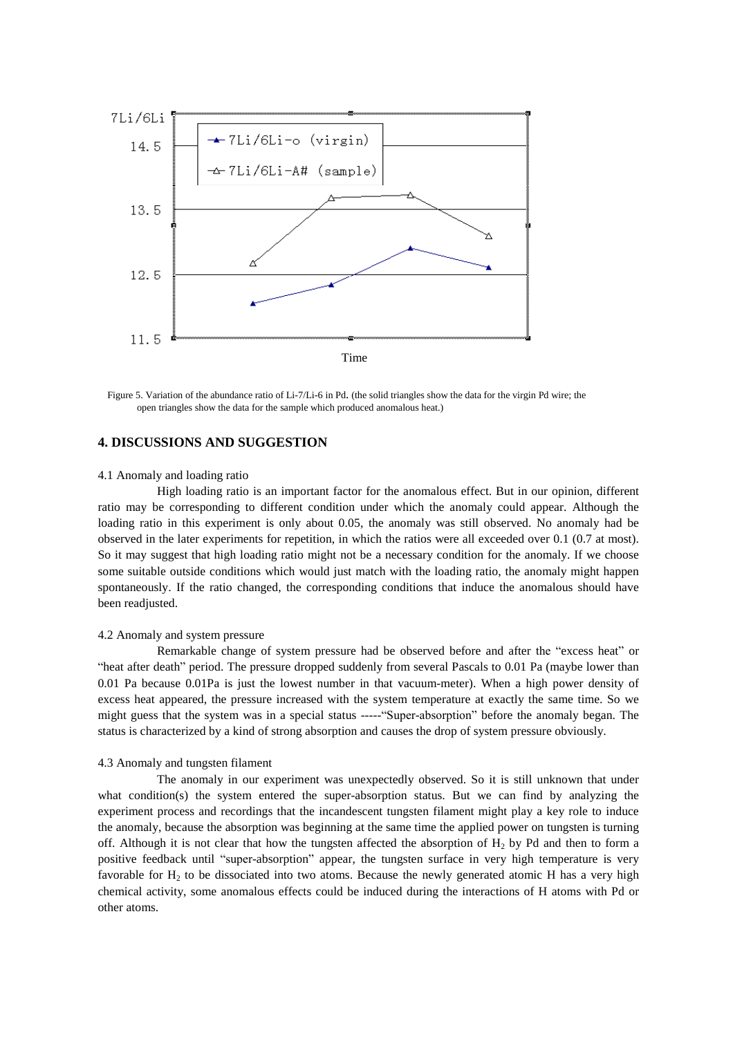Figure 5. Variation of the abundance ratio of Li-7/Li-6 in Pd. (the solid triangles show the data for the virgin Pd wire; the open triangles show the data for the sample which produced anomalous heat.)

## 4. DISCUSSIONS AND SUGGESTION

### 4.1 Anomaly and loading ratio

High loading ratio is an important factor for the anomalous effect. But in our opinion, different ratio may be corresponding to different condition under which the anomaly could appear. Although the loading ratio in this experiment is only about 0.05, the anomaly was still observed. No anomaly had be observed in the later experiments for repetition, in which the ratios were all exceeded over 0.1 (0.7 at most). So it may suggest that high loading ratio might not be a necessary condition for the anomaly. If we choose some suitable outside conditions which would just match with the loading ratio, the anomaly might happen spontaneously. If the ratio changed, the corresponding conditions that induce the anomalous should have been readjusted.

### 4.2 Anomaly and system pressure

Remarkable change of system pressure had be observed before and after the "excess heat" or "heat after death" period. The pressure dropped suddenly from several Pascals to 0.01 Pa (maybe lower than 0.01 Pa because 0.01Pa is just the lowest number in that vacuum-meter). When a high power density of excess heat appeared, the pressure increased with the system temperature at exactly the same time. So we might guess that the system was in a special status -----"Super-absorption" before the anomaly began. The status is characterized by a kind of strong absorption and causes the drop of system pressure obviously.

### 4.3 Anomaly and tungsten filament

The anomaly in our experiment was unexpectedly observed. So it is still unknown that under what condition(s) the system entered the super-absorption status. But we can find by analyzing the experiment process and recordings that the incandescent tungsten filament might play a key role to induce the anomaly, because the absorption was beginning at the same time the applied power on tungsten is turning off. Although it is not clear that how the tungsten affected the absorption of $H_2$ by Pd and then to form a positive feedback until "super-absorption" appear, the tungsten surface in very high temperature is very favorable for $H_2$ to be dissociated into two atoms. Because the newly generated atomic H has a very high chemical activity, some anomalous effects could be induced during the interactions of H atoms with Pd or other atoms.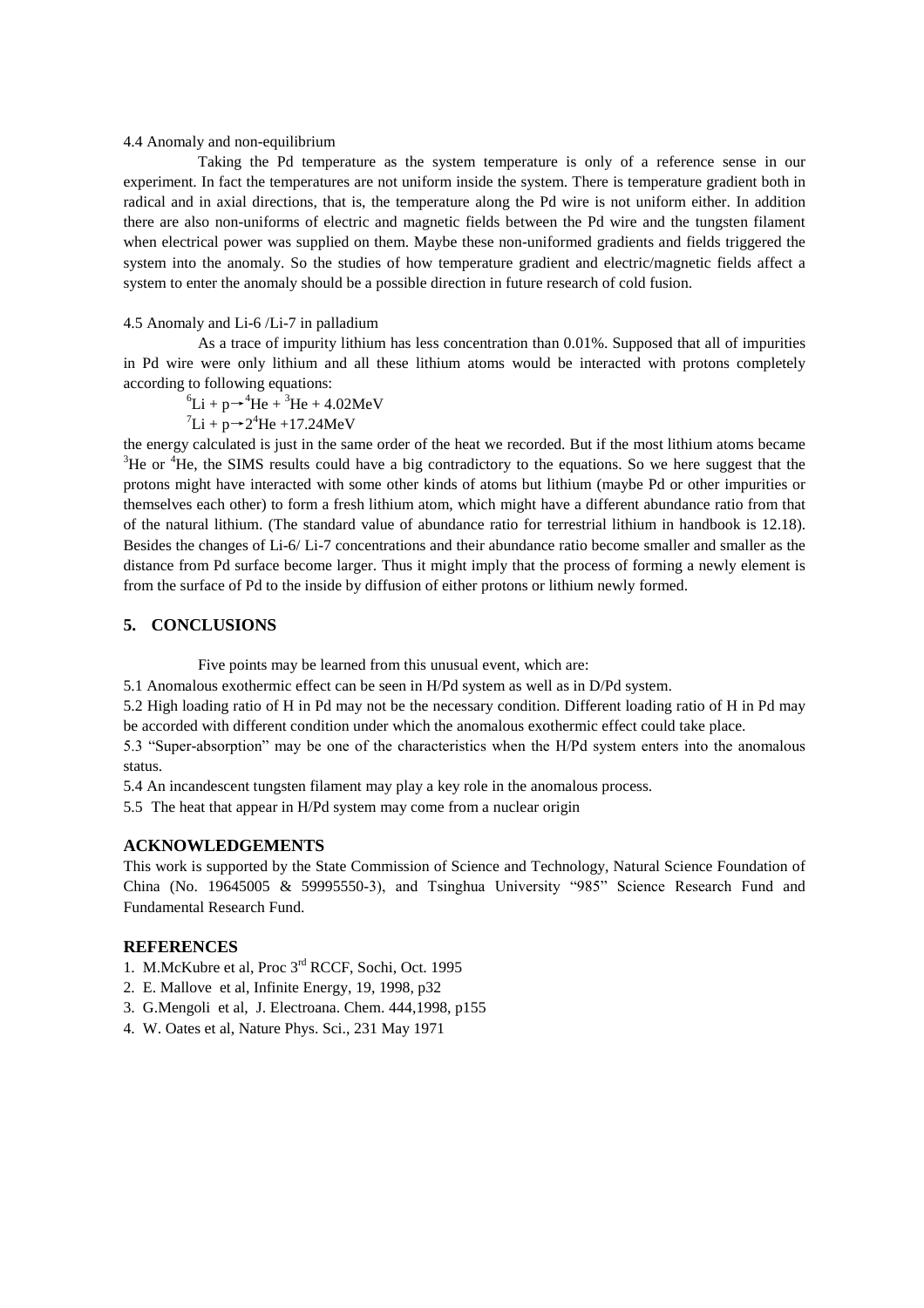4.4 Anomaly and non-equilibrium

Taking the Pd temperature as the system temperature is only of a reference sense in our experiment. In fact the temperatures are not uniform inside the system. There is temperature gradient both in radical and in axial directions, that is, the temperature along the Pd wire is not uniform either. In addition there are also non-uniforms of electric and magnetic fields between the Pd wire and the tungsten filament when electrical power was supplied on them. Maybe these non-uniformed gradients and fields triggered the system into the anomaly. So the studies of how temperature gradient and electric/magnetic fields affect a system to enter the anomaly should be a possible direction in future research of cold fusion.

4.5 Anomaly and Li-6 /Li-7 in palladium

As a trace of impurity lithium has less concentration than 0.01%. Supposed that all of impurities in Pd wire were only lithium and all these lithium atoms would be interacted with protons completely according to following equations:

$^{6}Li + p \rightarrow {}^{4}He + {}^{3}He + 4.02MeV$

$^{7}Li + p \rightarrow 2{}^{4}He + 17.24MeV$

the energy calculated is just in the same order of the heat we recorded. But if the most lithium atoms became $^{3}He$ or $^{4}He$, the SIMS results could have a big contradictory to the equations. So we here suggest that the protons might have interacted with some other kinds of atoms but lithium (maybe Pd or other impurities or themselves each other) to form a fresh lithium atom, which might have a different abundance ratio from that of the natural lithium. (The standard value of abundance ratio for terrestrial lithium in handbook is 12.18). Besides the changes of Li-6/ Li-7 concentrations and their abundance ratio become smaller and smaller as the distance from Pd surface become larger. Thus it might imply that the process of forming a newly element is from the surface of Pd to the inside by diffusion of either protons or lithium newly formed.

## 5. CONCLUSIONS

Five points may be learned from this unusual event, which are:

5.1 Anomalous exothermic effect can be seen in H/Pd system as well as in D/Pd system.

5.2 High loading ratio of H in Pd may not be the necessary condition. Different loading ratio of H in Pd may be accorded with different condition under which the anomalous exothermic effect could take place.

5.3 "Super-absorption" may be one of the characteristics when the H/Pd system enters into the anomalous status.

5.4 An incandescent tungsten filament may play a key role in the anomalous process.

5.5 The heat that appear in H/Pd system may come from a nuclear origin

## ACKNOWLEDGEMENTS

This work is supported by the State Commission of Science and Technology, Natural Science Foundation of China (No. 19645005 & 59995550-3), and Tsinghua University "985" Science Research Fund and Fundamental Research Fund.

## REFERENCES

1. M.McKubre et al, Proc 3rd RCCF, Sochi, Oct. 1995
2. E. Mallove et al, Infinite Energy, 19, 1998, p32
3. G.Mengoli et al, J. Electroana. Chem. 444,1998, p155
4. W. Oates et al, Nature Phys. Sci., 231 May 1971